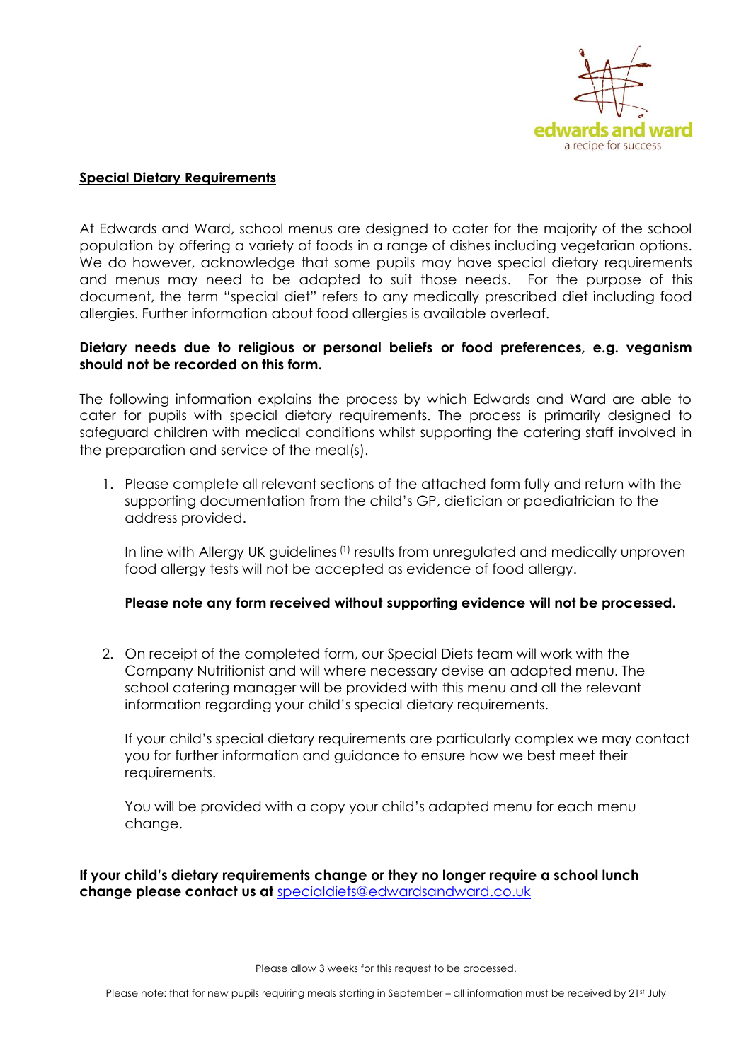**edwards and ward**
a recipe for success

## Special Dietary Requirements

At Edwards and Ward, school menus are designed to cater for the majority of the school population by offering a variety of foods in a range of dishes including vegetarian options. We do however, acknowledge that some pupils may have special dietary requirements and menus may need to be adapted to suit those needs. For the purpose of this document, the term "special diet" refers to any medically prescribed diet including food allergies. Further information about food allergies is available overleaf.

**Dietary needs due to religious or personal beliefs or food preferences, e.g. veganism should not be recorded on this form.**

The following information explains the process by which Edwards and Ward are able to cater for pupils with special dietary requirements. The process is primarily designed to safeguard children with medical conditions whilst supporting the catering staff involved in the preparation and service of the meal(s).

1. Please complete all relevant sections of the attached form fully and return with the supporting documentation from the child's GP, dietician or paediatrician to the address provided.

   In line with Allergy UK guidelines [(1)] results from unregulated and medically unproven food allergy tests will not be accepted as evidence of food allergy.

   **Please note any form received without supporting evidence will not be processed.**

2. On receipt of the completed form, our Special Diets team will work with the Company Nutritionist and will where necessary devise an adapted menu. The school catering manager will be provided with this menu and all the relevant information regarding your child's special dietary requirements.

   If your child's special dietary requirements are particularly complex we may contact you for further information and guidance to ensure how we best meet their requirements.

   You will be provided with a copy your child's adapted menu for each menu change.

**If your child's dietary requirements change or they no longer require a school lunch change please contact us at** specialdiets@edwardsandward.co.uk

Please allow 3 weeks for this request to be processed.

Please note: that for new pupils requiring meals starting in September – all information must be received by 21st July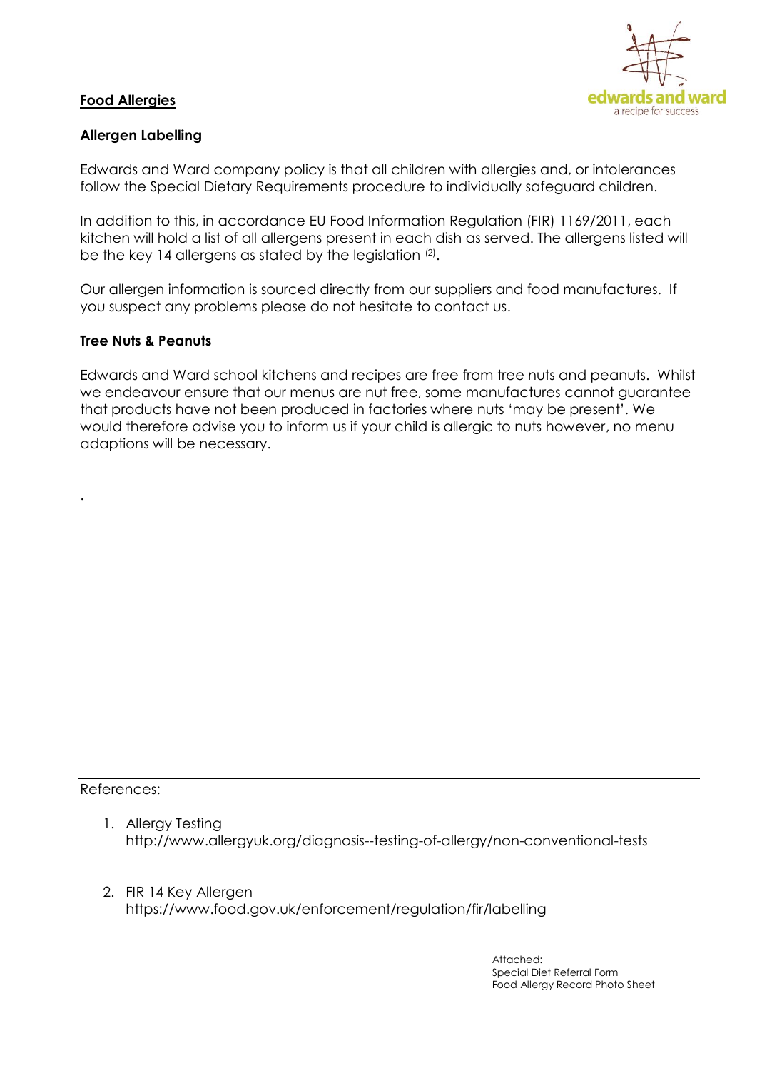## Food Allergies

### Allergen Labelling

Edwards and Ward company policy is that all children with allergies and, or intolerances follow the Special Dietary Requirements procedure to individually safeguard children.

In addition to this, in accordance EU Food Information Regulation (FIR) 1169/2011, each kitchen will hold a list of all allergens present in each dish as served. The allergens listed will be the key 14 allergens as stated by the legislation [2].

Our allergen information is sourced directly from our suppliers and food manufactures. If you suspect any problems please do not hesitate to contact us.

### Tree Nuts & Peanuts

Edwards and Ward school kitchens and recipes are free from tree nuts and peanuts. Whilst we endeavour ensure that our menus are nut free, some manufactures cannot guarantee that products have not been produced in factories where nuts 'may be present'. We would therefore advise you to inform us if your child is allergic to nuts however, no menu adaptions will be necessary.

.

---

References:

1. Allergy Testing
   http://www.allergyuk.org/diagnosis--testing-of-allergy/non-conventional-tests

2. FIR 14 Key Allergen
   https://www.food.gov.uk/enforcement/regulation/fir/labelling

Attached:
Special Diet Referral Form
Food Allergy Record Photo Sheet